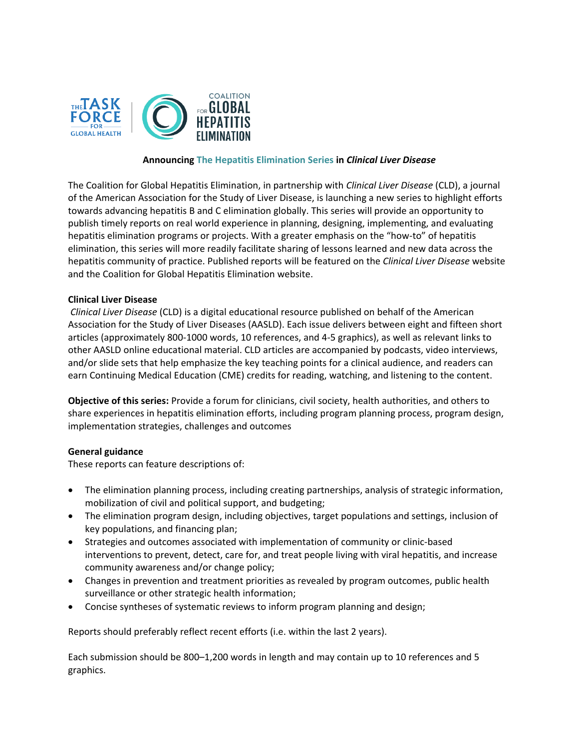**Announcing The Hepatitis Elimination Series in *Clinical Liver Disease***

The Coalition for Global Hepatitis Elimination, in partnership with *Clinical Liver Disease* (CLD), a journal of the American Association for the Study of Liver Disease, is launching a new series to highlight efforts towards advancing hepatitis B and C elimination globally. This series will provide an opportunity to publish timely reports on real world experience in planning, designing, implementing, and evaluating hepatitis elimination programs or projects. With a greater emphasis on the "how-to" of hepatitis elimination, this series will more readily facilitate sharing of lessons learned and new data across the hepatitis community of practice. Published reports will be featured on the *Clinical Liver Disease* website and the Coalition for Global Hepatitis Elimination website.

**Clinical Liver Disease**

*Clinical Liver Disease* (CLD) is a digital educational resource published on behalf of the American Association for the Study of Liver Diseases (AASLD). Each issue delivers between eight and fifteen short articles (approximately 800-1000 words, 10 references, and 4-5 graphics), as well as relevant links to other AASLD online educational material. CLD articles are accompanied by podcasts, video interviews, and/or slide sets that help emphasize the key teaching points for a clinical audience, and readers can earn Continuing Medical Education (CME) credits for reading, watching, and listening to the content.

**Objective of this series:** Provide a forum for clinicians, civil society, health authorities, and others to share experiences in hepatitis elimination efforts, including program planning process, program design, implementation strategies, challenges and outcomes

**General guidance**

These reports can feature descriptions of:

- The elimination planning process, including creating partnerships, analysis of strategic information, mobilization of civil and political support, and budgeting;
- The elimination program design, including objectives, target populations and settings, inclusion of key populations, and financing plan;
- Strategies and outcomes associated with implementation of community or clinic-based interventions to prevent, detect, care for, and treat people living with viral hepatitis, and increase community awareness and/or change policy;
- Changes in prevention and treatment priorities as revealed by program outcomes, public health surveillance or other strategic health information;
- Concise syntheses of systematic reviews to inform program planning and design;

Reports should preferably reflect recent efforts (i.e. within the last 2 years).

Each submission should be 800–1,200 words in length and may contain up to 10 references and 5 graphics.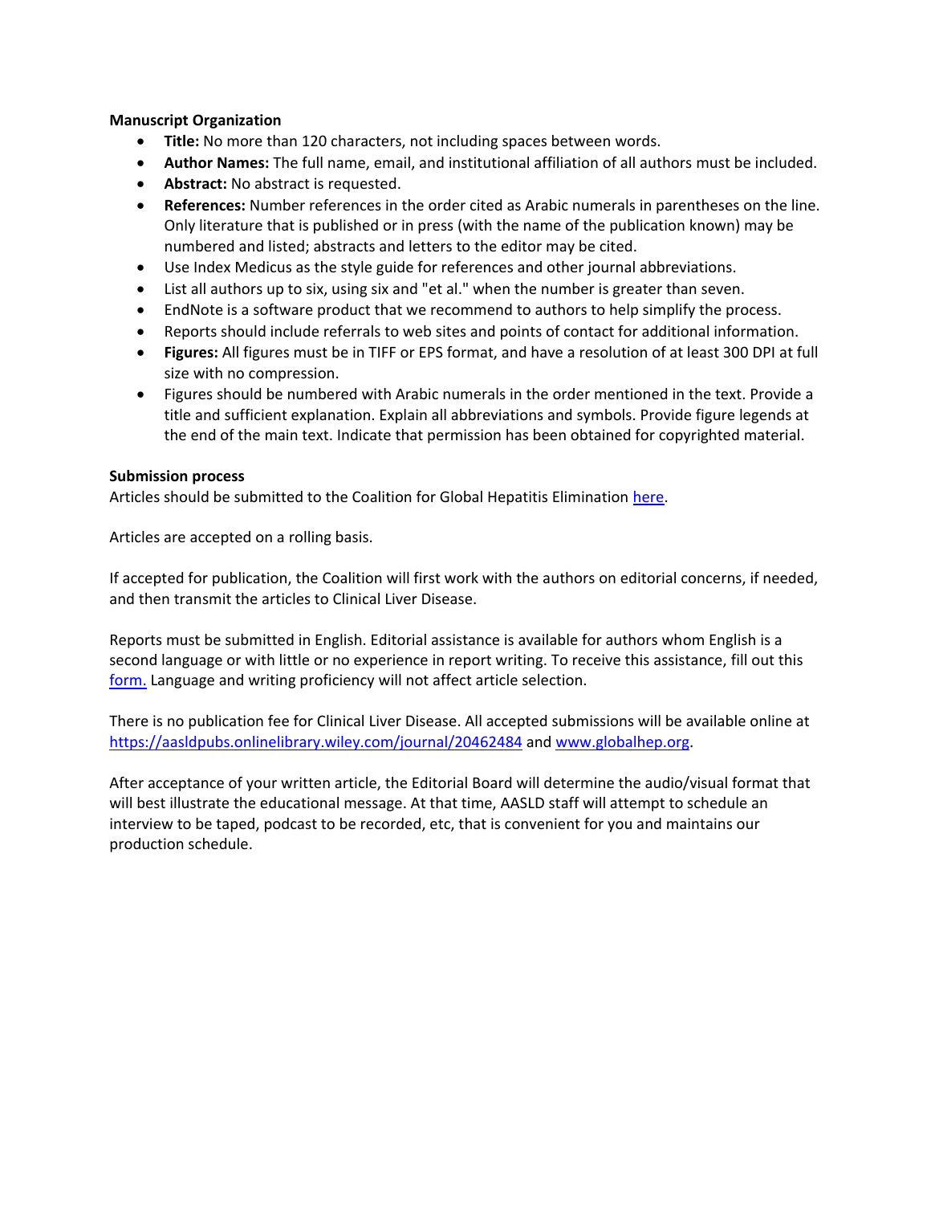**Manuscript Organization**

- **Title:** No more than 120 characters, not including spaces between words.
- **Author Names:** The full name, email, and institutional affiliation of all authors must be included.
- **Abstract:** No abstract is requested.
- **References:** Number references in the order cited as Arabic numerals in parentheses on the line. Only literature that is published or in press (with the name of the publication known) may be numbered and listed; abstracts and letters to the editor may be cited.
- Use Index Medicus as the style guide for references and other journal abbreviations.
- List all authors up to six, using six and "et al." when the number is greater than seven.
- EndNote is a software product that we recommend to authors to help simplify the process.
- Reports should include referrals to web sites and points of contact for additional information.
- **Figures:** All figures must be in TIFF or EPS format, and have a resolution of at least 300 DPI at full size with no compression.
- Figures should be numbered with Arabic numerals in the order mentioned in the text. Provide a title and sufficient explanation. Explain all abbreviations and symbols. Provide figure legends at the end of the main text. Indicate that permission has been obtained for copyrighted material.

**Submission process**

Articles should be submitted to the Coalition for Global Hepatitis Elimination here.

Articles are accepted on a rolling basis.

If accepted for publication, the Coalition will first work with the authors on editorial concerns, if needed, and then transmit the articles to Clinical Liver Disease.

Reports must be submitted in English. Editorial assistance is available for authors whom English is a second language or with little or no experience in report writing. To receive this assistance, fill out this form. Language and writing proficiency will not affect article selection.

There is no publication fee for Clinical Liver Disease. All accepted submissions will be available online at https://aasldpubs.onlinelibrary.wiley.com/journal/20462484 and www.globalhep.org.

After acceptance of your written article, the Editorial Board will determine the audio/visual format that will best illustrate the educational message. At that time, AASLD staff will attempt to schedule an interview to be taped, podcast to be recorded, etc, that is convenient for you and maintains our production schedule.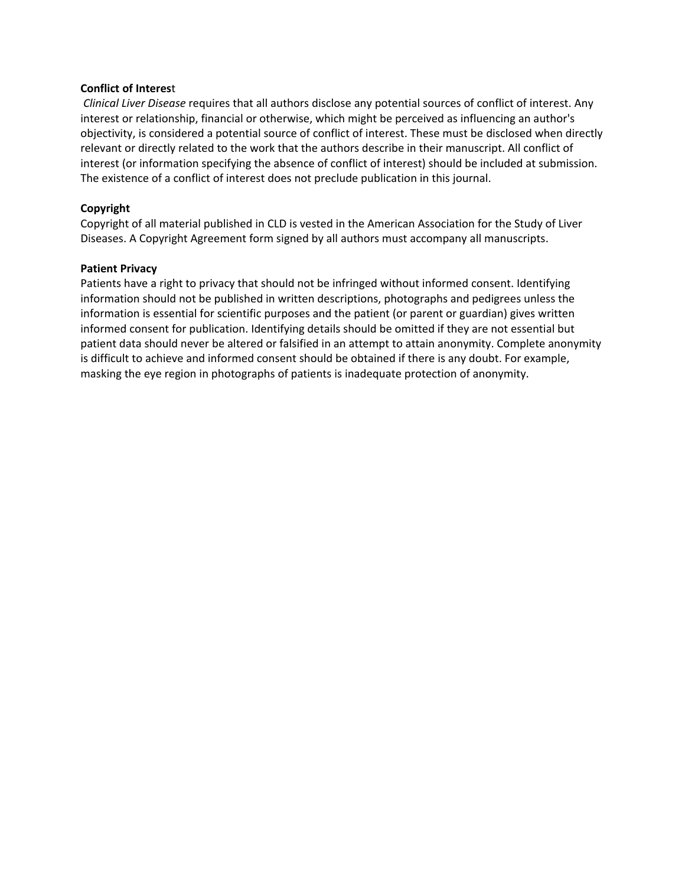**Conflict of Interest**

*Clinical Liver Disease* requires that all authors disclose any potential sources of conflict of interest. Any interest or relationship, financial or otherwise, which might be perceived as influencing an author's objectivity, is considered a potential source of conflict of interest. These must be disclosed when directly relevant or directly related to the work that the authors describe in their manuscript. All conflict of interest (or information specifying the absence of conflict of interest) should be included at submission. The existence of a conflict of interest does not preclude publication in this journal.

**Copyright**

Copyright of all material published in CLD is vested in the American Association for the Study of Liver Diseases. A Copyright Agreement form signed by all authors must accompany all manuscripts.

**Patient Privacy**

Patients have a right to privacy that should not be infringed without informed consent. Identifying information should not be published in written descriptions, photographs and pedigrees unless the information is essential for scientific purposes and the patient (or parent or guardian) gives written informed consent for publication. Identifying details should be omitted if they are not essential but patient data should never be altered or falsified in an attempt to attain anonymity. Complete anonymity is difficult to achieve and informed consent should be obtained if there is any doubt. For example, masking the eye region in photographs of patients is inadequate protection of anonymity.